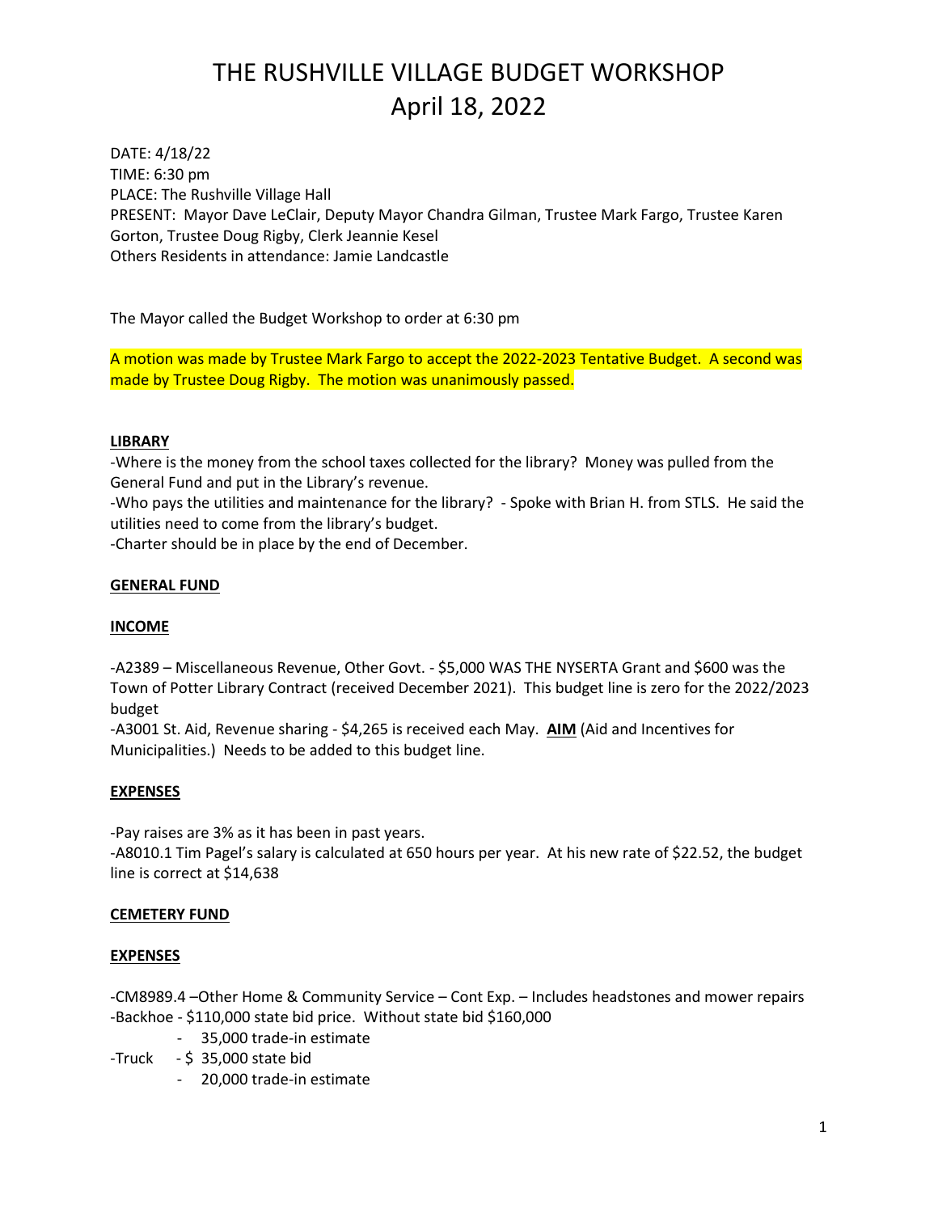# THE RUSHVILLE VILLAGE BUDGET WORKSHOP
# April 18, 2022

DATE: 4/18/22
TIME: 6:30 pm
PLACE: The Rushville Village Hall
PRESENT: Mayor Dave LeClair, Deputy Mayor Chandra Gilman, Trustee Mark Fargo, Trustee Karen Gorton, Trustee Doug Rigby, Clerk Jeannie Kesel
Others Residents in attendance: Jamie Landcastle

The Mayor called the Budget Workshop to order at 6:30 pm

A motion was made by Trustee Mark Fargo to accept the 2022-2023 Tentative Budget. A second was made by Trustee Doug Rigby. The motion was unanimously passed.

**LIBRARY**

-Where is the money from the school taxes collected for the library? Money was pulled from the General Fund and put in the Library's revenue.
-Who pays the utilities and maintenance for the library? - Spoke with Brian H. from STLS. He said the utilities need to come from the library's budget.
-Charter should be in place by the end of December.

**GENERAL FUND**

**INCOME**

-A2389 – Miscellaneous Revenue, Other Govt. - $5,000 WAS THE NYSERTA Grant and $600 was the Town of Potter Library Contract (received December 2021). This budget line is zero for the 2022/2023 budget
-A3001 St. Aid, Revenue sharing - $4,265 is received each May. **AIM** (Aid and Incentives for Municipalities.) Needs to be added to this budget line.

**EXPENSES**

-Pay raises are 3% as it has been in past years.
-A8010.1 Tim Pagel's salary is calculated at 650 hours per year. At his new rate of $22.52, the budget line is correct at $14,638

**CEMETERY FUND**

**EXPENSES**

-CM8989.4 –Other Home & Community Service – Cont Exp. – Includes headstones and mower repairs
-Backhoe - $110,000 state bid price. Without state bid $160,000
- 35,000 trade-in estimate

-Truck - $ 35,000 state bid
- 20,000 trade-in estimate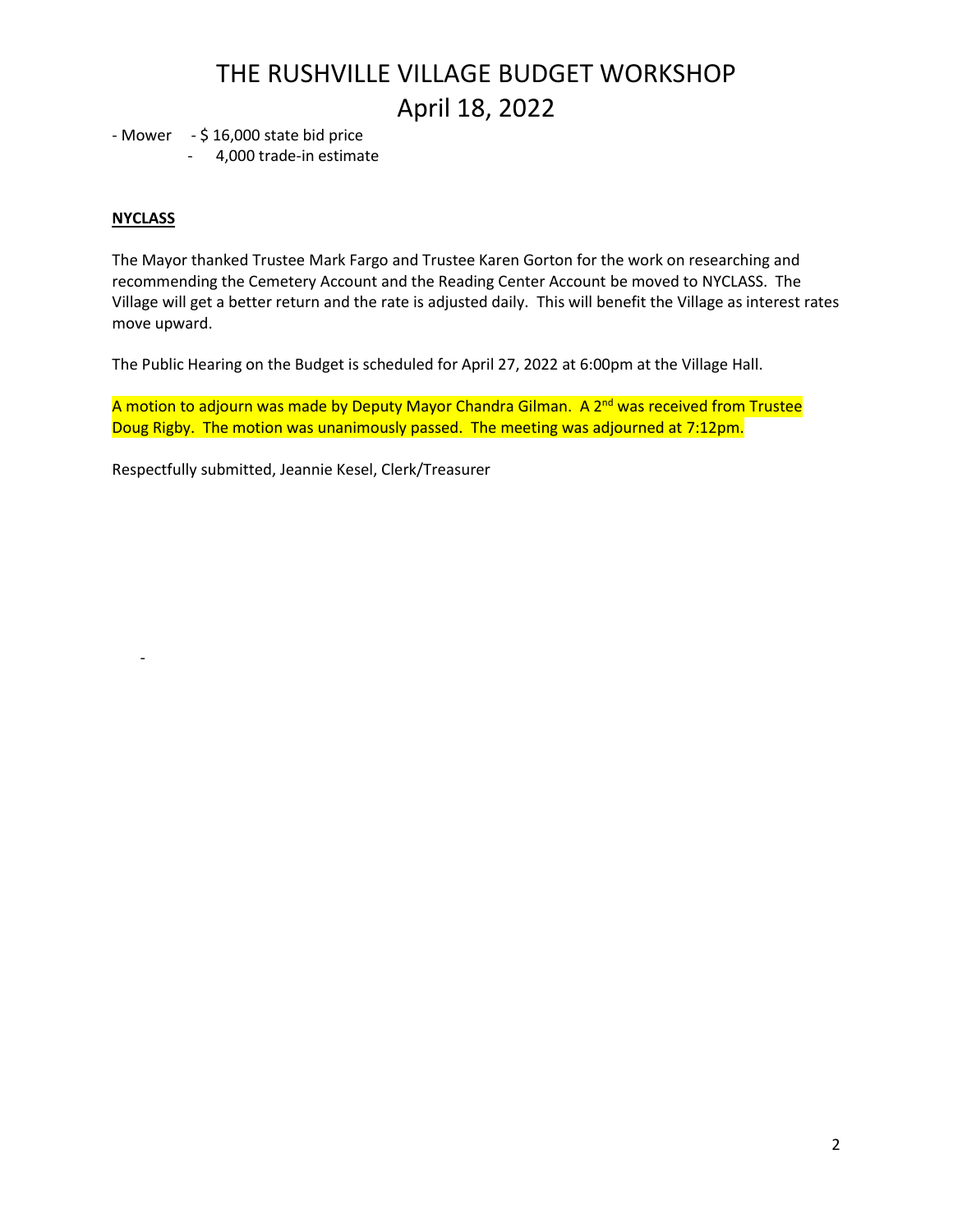- Mower - $ 16,000 state bid price
  - 4,000 trade-in estimate

**NYCLASS**

The Mayor thanked Trustee Mark Fargo and Trustee Karen Gorton for the work on researching and recommending the Cemetery Account and the Reading Center Account be moved to NYCLASS. The Village will get a better return and the rate is adjusted daily. This will benefit the Village as interest rates move upward.

The Public Hearing on the Budget is scheduled for April 27, 2022 at 6:00pm at the Village Hall.

A motion to adjourn was made by Deputy Mayor Chandra Gilman. A 2nd was received from Trustee Doug Rigby. The motion was unanimously passed. The meeting was adjourned at 7:12pm.

Respectfully submitted, Jeannie Kesel, Clerk/Treasurer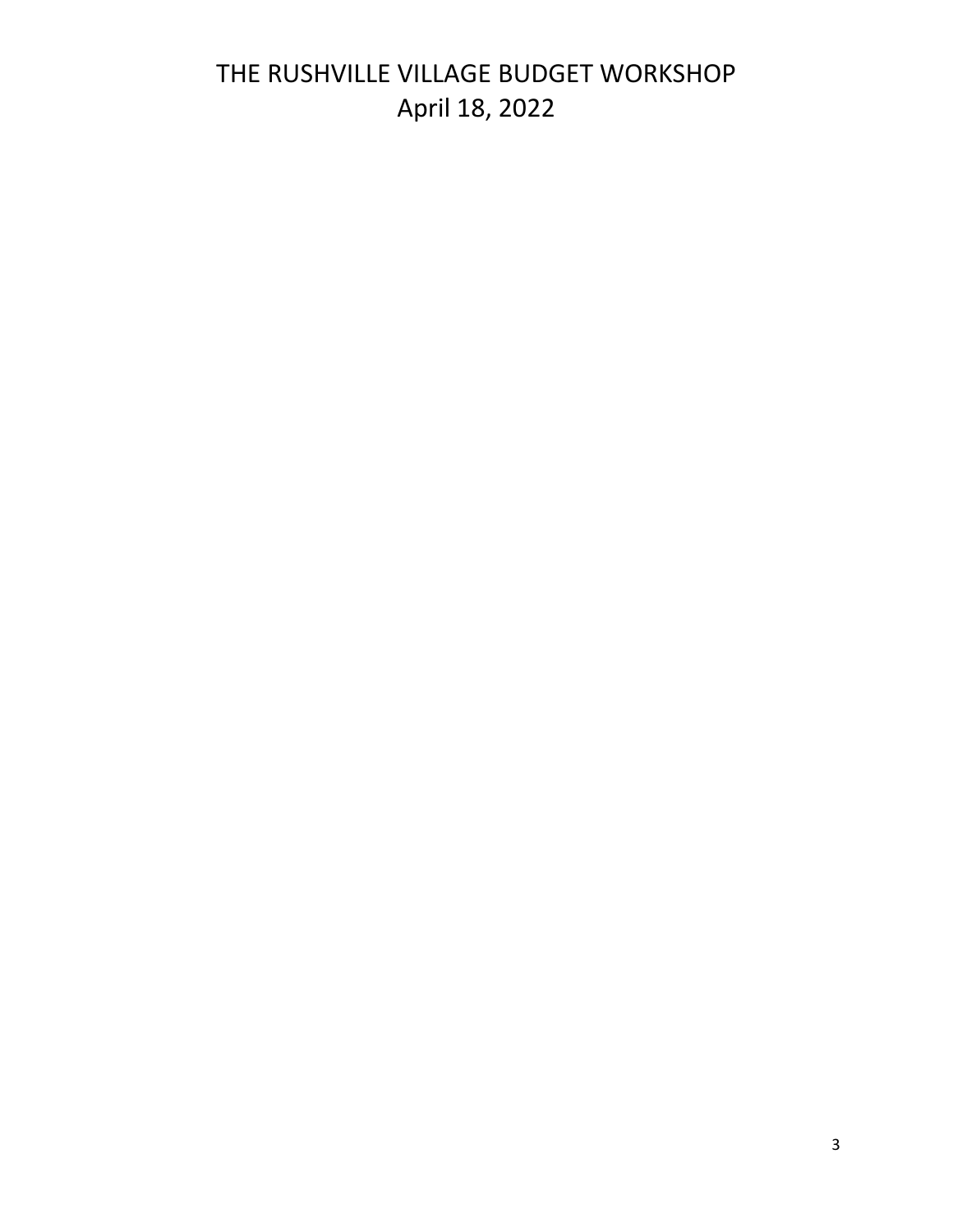# THE RUSHVILLE VILLAGE BUDGET WORKSHOP
April 18, 2022